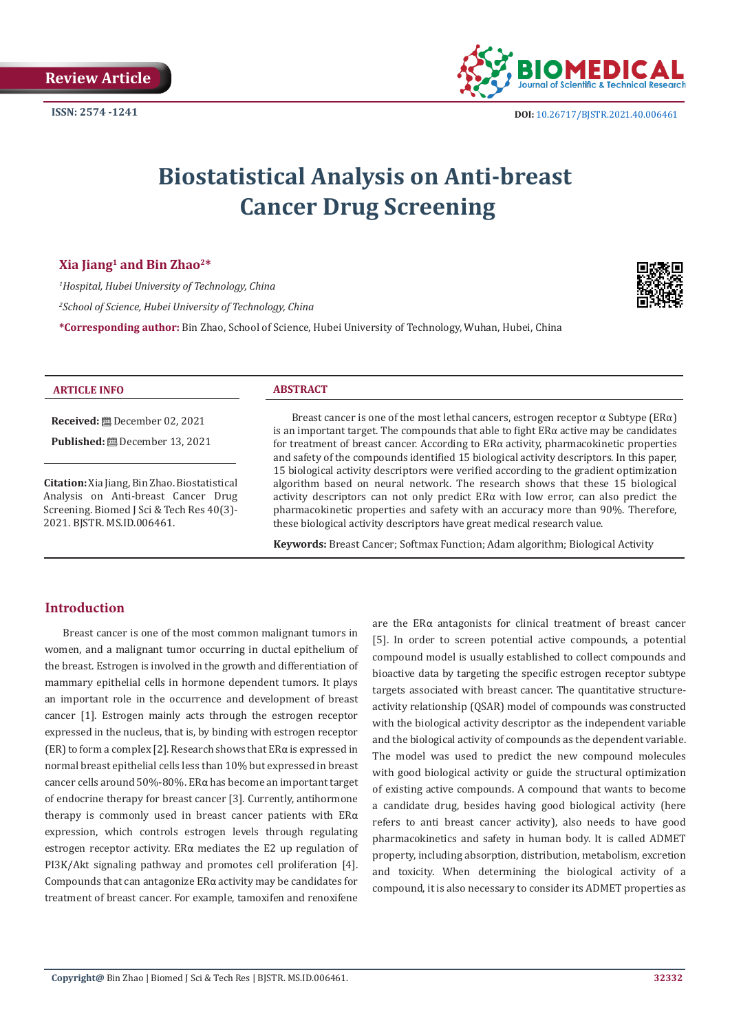Review Article

ISSN: 2574 -1241

DOI: 10.26717/BJSTR.2021.40.006461

# Biostatistical Analysis on Anti-breast Cancer Drug Screening

**Xia Jiang[1] and Bin Zhao[2]***

*[1]Hospital, Hubei University of Technology, China*

*[2]School of Science, Hubei University of Technology, China*

***Corresponding author:** Bin Zhao, School of Science, Hubei University of Technology, Wuhan, Hubei, China

## ARTICLE INFO

**Received:** December 02, 2021

**Published:** December 13, 2021

**Citation:** Xia Jiang, Bin Zhao. Biostatistical Analysis on Anti-breast Cancer Drug Screening. Biomed J Sci & Tech Res 40(3)-2021. BJSTR. MS.ID.006461.

## ABSTRACT

Breast cancer is one of the most lethal cancers, estrogen receptor α Subtype (ERα) is an important target. The compounds that able to fight ERα active may be candidates for treatment of breast cancer. According to ERα activity, pharmacokinetic properties and safety of the compounds identified 15 biological activity descriptors. In this paper, 15 biological activity descriptors were verified according to the gradient optimization algorithm based on neural network. The research shows that these 15 biological activity descriptors can not only predict ERα with low error, can also predict the pharmacokinetic properties and safety with an accuracy more than 90%. Therefore, these biological activity descriptors have great medical research value.

**Keywords:** Breast Cancer; Softmax Function; Adam algorithm; Biological Activity

## Introduction

Breast cancer is one of the most common malignant tumors in women, and a malignant tumor occurring in ductal epithelium of the breast. Estrogen is involved in the growth and differentiation of mammary epithelial cells in hormone dependent tumors. It plays an important role in the occurrence and development of breast cancer [1]. Estrogen mainly acts through the estrogen receptor expressed in the nucleus, that is, by binding with estrogen receptor (ER) to form a complex [2]. Research shows that ERα is expressed in normal breast epithelial cells less than 10% but expressed in breast cancer cells around 50%-80%. ERα has become an important target of endocrine therapy for breast cancer [3]. Currently, antihormone therapy is commonly used in breast cancer patients with ERα expression, which controls estrogen levels through regulating estrogen receptor activity. ERα mediates the E2 up regulation of PI3K/Akt signaling pathway and promotes cell proliferation [4]. Compounds that can antagonize ERα activity may be candidates for treatment of breast cancer. For example, tamoxifen and renoxifene are the ERα antagonists for clinical treatment of breast cancer [5]. In order to screen potential active compounds, a potential compound model is usually established to collect compounds and bioactive data by targeting the specific estrogen receptor subtype targets associated with breast cancer. The quantitative structure-activity relationship (QSAR) model of compounds was constructed with the biological activity descriptor as the independent variable and the biological activity of compounds as the dependent variable. The model was used to predict the new compound molecules with good biological activity or guide the structural optimization of existing active compounds. A compound that wants to become a candidate drug, besides having good biological activity (here refers to anti breast cancer activity), also needs to have good pharmacokinetics and safety in human body. It is called ADMET property, including absorption, distribution, metabolism, excretion and toxicity. When determining the biological activity of a compound, it is also necessary to consider its ADMET properties as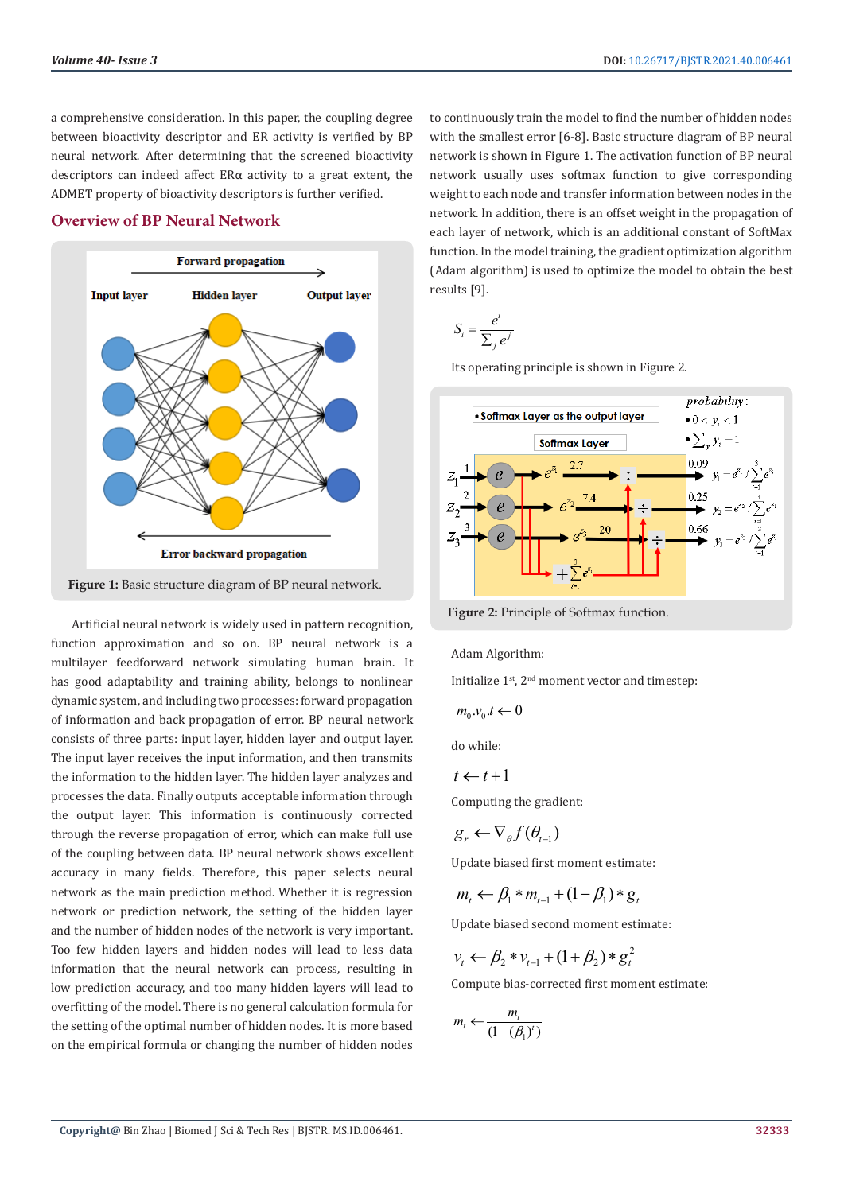a comprehensive consideration. In this paper, the coupling degree between bioactivity descriptor and ER activity is verified by BP neural network. After determining that the screened bioactivity descriptors can indeed affect ERα activity to a great extent, the ADMET property of bioactivity descriptors is further verified.

## Overview of BP Neural Network

**Figure 1:** Basic structure diagram of BP neural network.

Artificial neural network is widely used in pattern recognition, function approximation and so on. BP neural network is a multilayer feedforward network simulating human brain. It has good adaptability and training ability, belongs to nonlinear dynamic system, and including two processes: forward propagation of information and back propagation of error. BP neural network consists of three parts: input layer, hidden layer and output layer. The input layer receives the input information, and then transmits the information to the hidden layer. The hidden layer analyzes and processes the data. Finally outputs acceptable information through the output layer. This information is continuously corrected through the reverse propagation of error, which can make full use of the coupling between data. BP neural network shows excellent accuracy in many fields. Therefore, this paper selects neural network as the main prediction method. Whether it is regression network or prediction network, the setting of the hidden layer and the number of hidden nodes of the network is very important. Too few hidden layers and hidden nodes will lead to less data information that the neural network can process, resulting in low prediction accuracy, and too many hidden layers will lead to overfitting of the model. There is no general calculation formula for the setting of the optimal number of hidden nodes. It is more based on the empirical formula or changing the number of hidden nodes to continuously train the model to find the number of hidden nodes with the smallest error [6-8]. Basic structure diagram of BP neural network is shown in Figure 1. The activation function of BP neural network usually uses softmax function to give corresponding weight to each node and transfer information between nodes in the network. In addition, there is an offset weight in the propagation of each layer of network, which is an additional constant of SoftMax function. In the model training, the gradient optimization algorithm (Adam algorithm) is used to optimize the model to obtain the best results [9].

$$S_i = \frac{e^i}{\sum_j e^j}$$

Its operating principle is shown in Figure 2.

**Figure 2:** Principle of Softmax function.

Adam Algorithm:

Initialize 1st, 2nd moment vector and timestep:

$$m_0 . v_0 . t \leftarrow 0$$

do while:

$$t \leftarrow t + 1$$

Computing the gradient:

$$g_r \leftarrow \nabla_\theta f(\theta_{t-1})$$

Update biased first moment estimate:

$$m_t \leftarrow \beta_1 * m_{t-1} + (1 - \beta_1) * g_t$$

Update biased second moment estimate:

$$v_t \leftarrow \beta_2 * v_{t-1} + (1 + \beta_2) * g_t^2$$

Compute bias-corrected first moment estimate:

$$m_t \leftarrow \frac{m_t}{(1 - (\beta_1)^t)}$$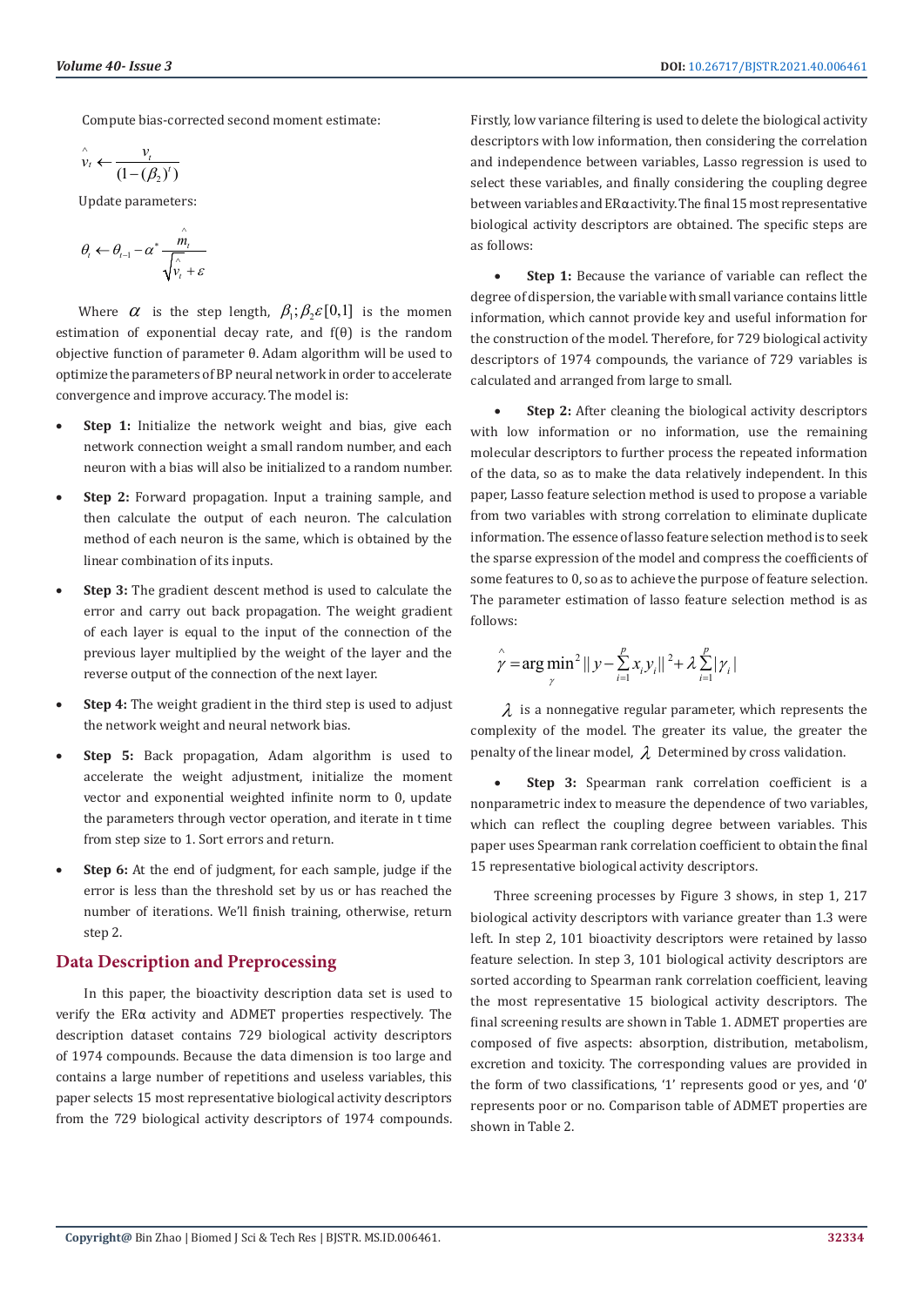Compute bias-corrected second moment estimate:

$$\hat{v}_t \leftarrow \frac{v_t}{(1-(\beta_2)^t)}$$

Update parameters:

$$\theta_t \leftarrow \theta_{t-1} - \alpha^* \frac{\hat{m}_t}{\sqrt{\hat{v}_t} + \varepsilon}$$

Where $\alpha$ is the step length, $\beta_1; \beta_2 \varepsilon [0,1]$ is the momen estimation of exponential decay rate, and f(θ) is the random objective function of parameter θ. Adam algorithm will be used to optimize the parameters of BP neural network in order to accelerate convergence and improve accuracy. The model is:

- **Step 1:** Initialize the network weight and bias, give each network connection weight a small random number, and each neuron with a bias will also be initialized to a random number.
- **Step 2:** Forward propagation. Input a training sample, and then calculate the output of each neuron. The calculation method of each neuron is the same, which is obtained by the linear combination of its inputs.
- **Step 3:** The gradient descent method is used to calculate the error and carry out back propagation. The weight gradient of each layer is equal to the input of the connection of the previous layer multiplied by the weight of the layer and the reverse output of the connection of the next layer.
- **Step 4:** The weight gradient in the third step is used to adjust the network weight and neural network bias.
- **Step 5:** Back propagation, Adam algorithm is used to accelerate the weight adjustment, initialize the moment vector and exponential weighted infinite norm to 0, update the parameters through vector operation, and iterate in t time from step size to 1. Sort errors and return.
- **Step 6:** At the end of judgment, for each sample, judge if the error is less than the threshold set by us or has reached the number of iterations. We'll finish training, otherwise, return step 2.

## Data Description and Preprocessing

In this paper, the bioactivity description data set is used to verify the ERα activity and ADMET properties respectively. The description dataset contains 729 biological activity descriptors of 1974 compounds. Because the data dimension is too large and contains a large number of repetitions and useless variables, this paper selects 15 most representative biological activity descriptors from the 729 biological activity descriptors of 1974 compounds. Firstly, low variance filtering is used to delete the biological activity descriptors with low information, then considering the correlation and independence between variables, Lasso regression is used to select these variables, and finally considering the coupling degree between variables and ERα activity. The final 15 most representative biological activity descriptors are obtained. The specific steps are as follows:

- **Step 1:** Because the variance of variable can reflect the degree of dispersion, the variable with small variance contains little information, which cannot provide key and useful information for the construction of the model. Therefore, for 729 biological activity descriptors of 1974 compounds, the variance of 729 variables is calculated and arranged from large to small.
- **Step 2:** After cleaning the biological activity descriptors with low information or no information, use the remaining molecular descriptors to further process the repeated information of the data, so as to make the data relatively independent. In this paper, Lasso feature selection method is used to propose a variable from two variables with strong correlation to eliminate duplicate information. The essence of lasso feature selection method is to seek the sparse expression of the model and compress the coefficients of some features to 0, so as to achieve the purpose of feature selection. The parameter estimation of lasso feature selection method is as follows:

$$\hat{\gamma} = \arg\min_{\gamma}{}^{2} \| y - \sum_{i=1}^{p} x_i y_i \|^2 + \lambda \sum_{i=1}^{p} |\gamma_i|$$

$\lambda$ is a nonnegative regular parameter, which represents the complexity of the model. The greater its value, the greater the penalty of the linear model, $\lambda$ Determined by cross validation.

- **Step 3:** Spearman rank correlation coefficient is a nonparametric index to measure the dependence of two variables, which can reflect the coupling degree between variables. This paper uses Spearman rank correlation coefficient to obtain the final 15 representative biological activity descriptors.

Three screening processes by Figure 3 shows, in step 1, 217 biological activity descriptors with variance greater than 1.3 were left. In step 2, 101 bioactivity descriptors were retained by lasso feature selection. In step 3, 101 biological activity descriptors are sorted according to Spearman rank correlation coefficient, leaving the most representative 15 biological activity descriptors. The final screening results are shown in Table 1. ADMET properties are composed of five aspects: absorption, distribution, metabolism, excretion and toxicity. The corresponding values are provided in the form of two classifications, '1' represents good or yes, and '0' represents poor or no. Comparison table of ADMET properties are shown in Table 2.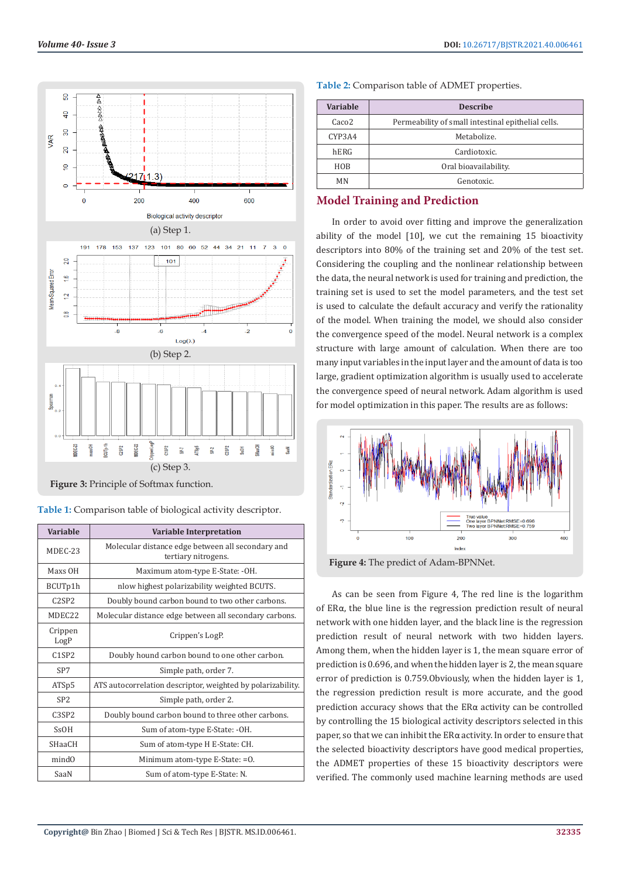(a) Step 1.

(b) Step 2.

(c) Step 3.

**Figure 3:** Principle of Softmax function.

**Table 1:** Comparison table of biological activity descriptor.

| Variable | Variable Interpretation |
|---|---|
| MDEC-23 | Molecular distance edge between all secondary and tertiary nitrogens. |
| Maxs OH | Maximum atom-type E-State: -OH. |
| BCUTp1h | nlow highest polarizability weighted BCUTS. |
| C2SP2 | Doubly bound carbon bound to two other carbons. |
| MDEC22 | Molecular distance edge between all secondary carbons. |
| Crippen LogP | Crippen's LogP. |
| C1SP2 | Doubly hound carbon bound to one other carbon. |
| SP7 | Simple path, order 7. |
| ATSp5 | ATS autocorrelation descriptor, weighted by polarizability. |
| SP2 | Simple path, order 2. |
| C3SP2 | Doubly bound carbon bound to three other carbons. |
| SsOH | Sum of atom-type E-State: -OH. |
| SHaaCH | Sum of atom-type H E-State: CH. |
| mindO | Minimum atom-type E-State: =O. |
| SaaN | Sum of atom-type E-State: N. |

**Table 2:** Comparison table of ADMET properties.

| Variable | Describe |
|---|---|
| Caco2 | Permeability of small intestinal epithelial cells. |
| CYP3A4 | Metabolize. |
| hERG | Cardiotoxic. |
| HOB | Oral bioavailability. |
| MN | Genotoxic. |

## Model Training and Prediction

In order to avoid over fitting and improve the generalization ability of the model [10], we cut the remaining 15 bioactivity descriptors into 80% of the training set and 20% of the test set. Considering the coupling and the nonlinear relationship between the data, the neural network is used for training and prediction, the training set is used to set the model parameters, and the test set is used to calculate the default accuracy and verify the rationality of the model. When training the model, we should also consider the convergence speed of the model. Neural network is a complex structure with large amount of calculation. When there are too many input variables in the input layer and the amount of data is too large, gradient optimization algorithm is usually used to accelerate the convergence speed of neural network. Adam algorithm is used for model optimization in this paper. The results are as follows:

**Figure 4:** The predict of Adam-BPNNet.

As can be seen from Figure 4, The red line is the logarithm of ERα, the blue line is the regression prediction result of neural network with one hidden layer, and the black line is the regression prediction result of neural network with two hidden layers. Among them, when the hidden layer is 1, the mean square error of prediction is 0.696, and when the hidden layer is 2, the mean square error of prediction is 0.759.Obviously, when the hidden layer is 1, the regression prediction result is more accurate, and the good prediction accuracy shows that the ERα activity can be controlled by controlling the 15 biological activity descriptors selected in this paper, so that we can inhibit the ERα activity. In order to ensure that the selected bioactivity descriptors have good medical properties, the ADMET properties of these 15 bioactivity descriptors were verified. The commonly used machine learning methods are used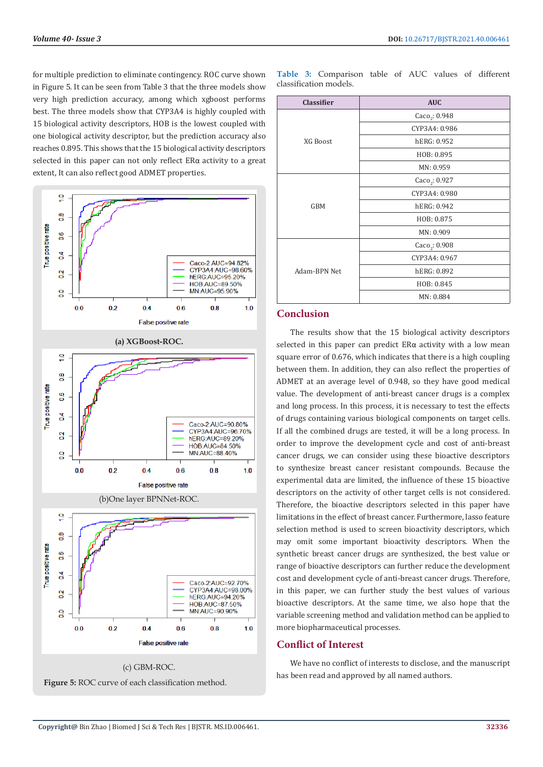for multiple prediction to eliminate contingency. ROC curve shown in Figure 5. It can be seen from Table 3 that the three models show very high prediction accuracy, among which xgboost performs best. The three models show that CYP3A4 is highly coupled with 15 biological activity descriptors, HOB is the lowest coupled with one biological activity descriptor, but the prediction accuracy also reaches 0.895. This shows that the 15 biological activity descriptors selected in this paper can not only reflect ERα activity to a great extent, It can also reflect good ADMET properties.

(a) XGBoost-ROC.

(b)One layer BPNNet-ROC.

(c) GBM-ROC.

**Figure 5:** ROC curve of each classification method.

**Table 3:** Comparison table of AUC values of different classification models.

| Classifier | AUC |
|---|---|
| XG Boost | $Caco_2$: 0.948 |
| | CYP3A4: 0.986 |
| | hERG: 0.952 |
| | HOB: 0.895 |
| | MN: 0.959 |
| GBM | $Caco_2$: 0.927 |
| | CYP3A4: 0.980 |
| | hERG: 0.942 |
| | HOB: 0.875 |
| | MN: 0.909 |
| Adam-BPN Net | $Caco_2$: 0.908 |
| | CYP3A4: 0.967 |
| | hERG: 0.892 |
| | HOB: 0.845 |
| | MN: 0.884 |

## Conclusion

The results show that the 15 biological activity descriptors selected in this paper can predict ERα activity with a low mean square error of 0.676, which indicates that there is a high coupling between them. In addition, they can also reflect the properties of ADMET at an average level of 0.948, so they have good medical value. The development of anti-breast cancer drugs is a complex and long process. In this process, it is necessary to test the effects of drugs containing various biological components on target cells. If all the combined drugs are tested, it will be a long process. In order to improve the development cycle and cost of anti-breast cancer drugs, we can consider using these bioactive descriptors to synthesize breast cancer resistant compounds. Because the experimental data are limited, the influence of these 15 bioactive descriptors on the activity of other target cells is not considered. Therefore, the bioactive descriptors selected in this paper have limitations in the effect of breast cancer. Furthermore, lasso feature selection method is used to screen bioactivity descriptors, which may omit some important bioactivity descriptors. When the synthetic breast cancer drugs are synthesized, the best value or range of bioactive descriptors can further reduce the development cost and development cycle of anti-breast cancer drugs. Therefore, in this paper, we can further study the best values of various bioactive descriptors. At the same time, we also hope that the variable screening method and validation method can be applied to more biopharmaceutical processes.

## Conflict of Interest

We have no conflict of interests to disclose, and the manuscript has been read and approved by all named authors.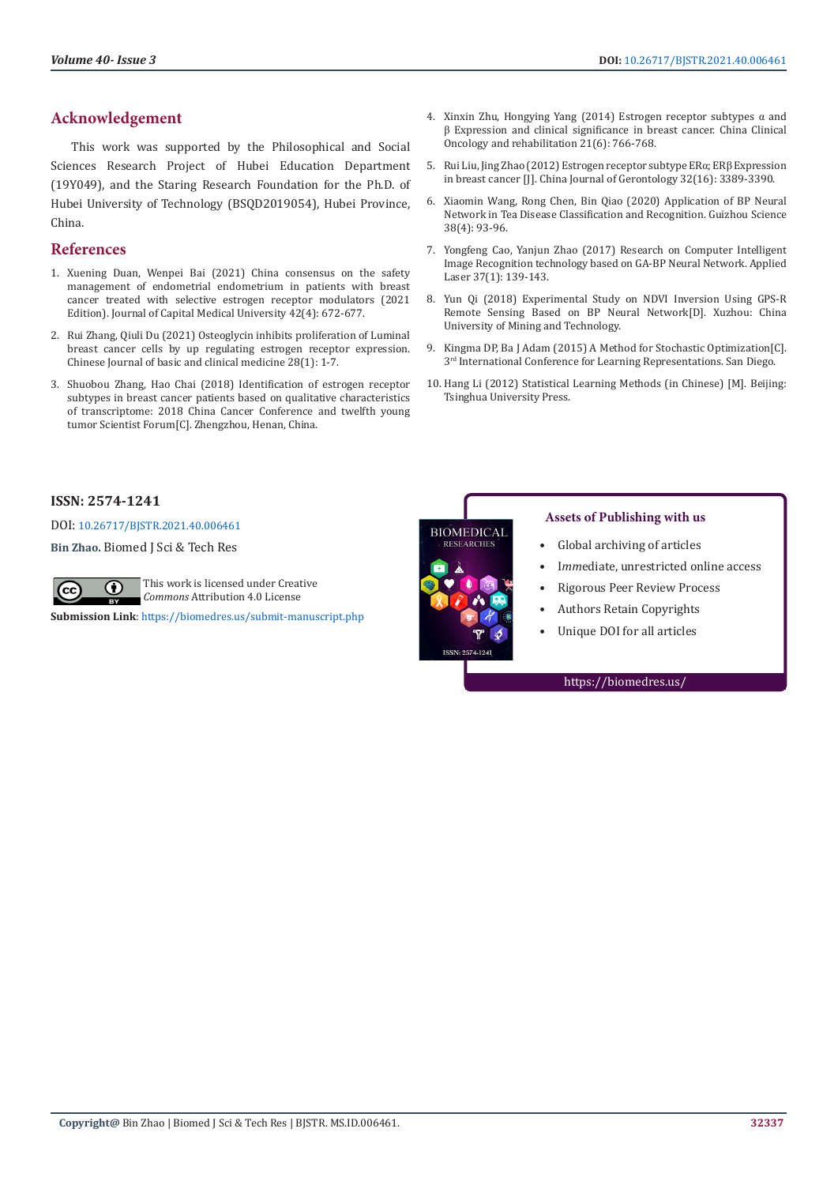## Acknowledgement

This work was supported by the Philosophical and Social Sciences Research Project of Hubei Education Department (19Y049), and the Staring Research Foundation for the Ph.D. of Hubei University of Technology (BSQD2019054), Hubei Province, China.

## References

1. Xuening Duan, Wenpei Bai (2021) China consensus on the safety management of endometrial endometrium in patients with breast cancer treated with selective estrogen receptor modulators (2021 Edition). Journal of Capital Medical University 42(4): 672-677.
2. Rui Zhang, Qiuli Du (2021) Osteoglycin inhibits proliferation of Luminal breast cancer cells by up regulating estrogen receptor expression. Chinese Journal of basic and clinical medicine 28(1): 1-7.
3. Shuobou Zhang, Hao Chai (2018) Identification of estrogen receptor subtypes in breast cancer patients based on qualitative characteristics of transcriptome: 2018 China Cancer Conference and twelfth young tumor Scientist Forum[C]. Zhengzhou, Henan, China.
4. Xinxin Zhu, Hongying Yang (2014) Estrogen receptor subtypes α and β Expression and clinical significance in breast cancer. China Clinical Oncology and rehabilitation 21(6): 766-768.
5. Rui Liu, Jing Zhao (2012) Estrogen receptor subtype ERα; ERβ Expression in breast cancer [J]. China Journal of Gerontology 32(16): 3389-3390.
6. Xiaomin Wang, Rong Chen, Bin Qiao (2020) Application of BP Neural Network in Tea Disease Classification and Recognition. Guizhou Science 38(4): 93-96.
7. Yongfeng Cao, Yanjun Zhao (2017) Research on Computer Intelligent Image Recognition technology based on GA-BP Neural Network. Applied Laser 37(1): 139-143.
8. Yun Qi (2018) Experimental Study on NDVI Inversion Using GPS-R Remote Sensing Based on BP Neural Network[D]. Xuzhou: China University of Mining and Technology.
9. Kingma DP, Ba J Adam (2015) A Method for Stochastic Optimization[C]. 3rd International Conference for Learning Representations. San Diego.
10. Hang Li (2012) Statistical Learning Methods (in Chinese) [M]. Beijing: Tsinghua University Press.

**ISSN: 2574-1241**

DOI: 10.26717/BJSTR.2021.40.006461

**Bin Zhao.** Biomed J Sci & Tech Res

This work is licensed under Creative *Commons* Attribution 4.0 License

**Submission Link**: https://biomedres.us/submit-manuscript.php

**Assets of Publishing with us**

- Global archiving of articles
- Immediate, unrestricted online access
- Rigorous Peer Review Process
- Authors Retain Copyrights
- Unique DOI for all articles

https://biomedres.us/